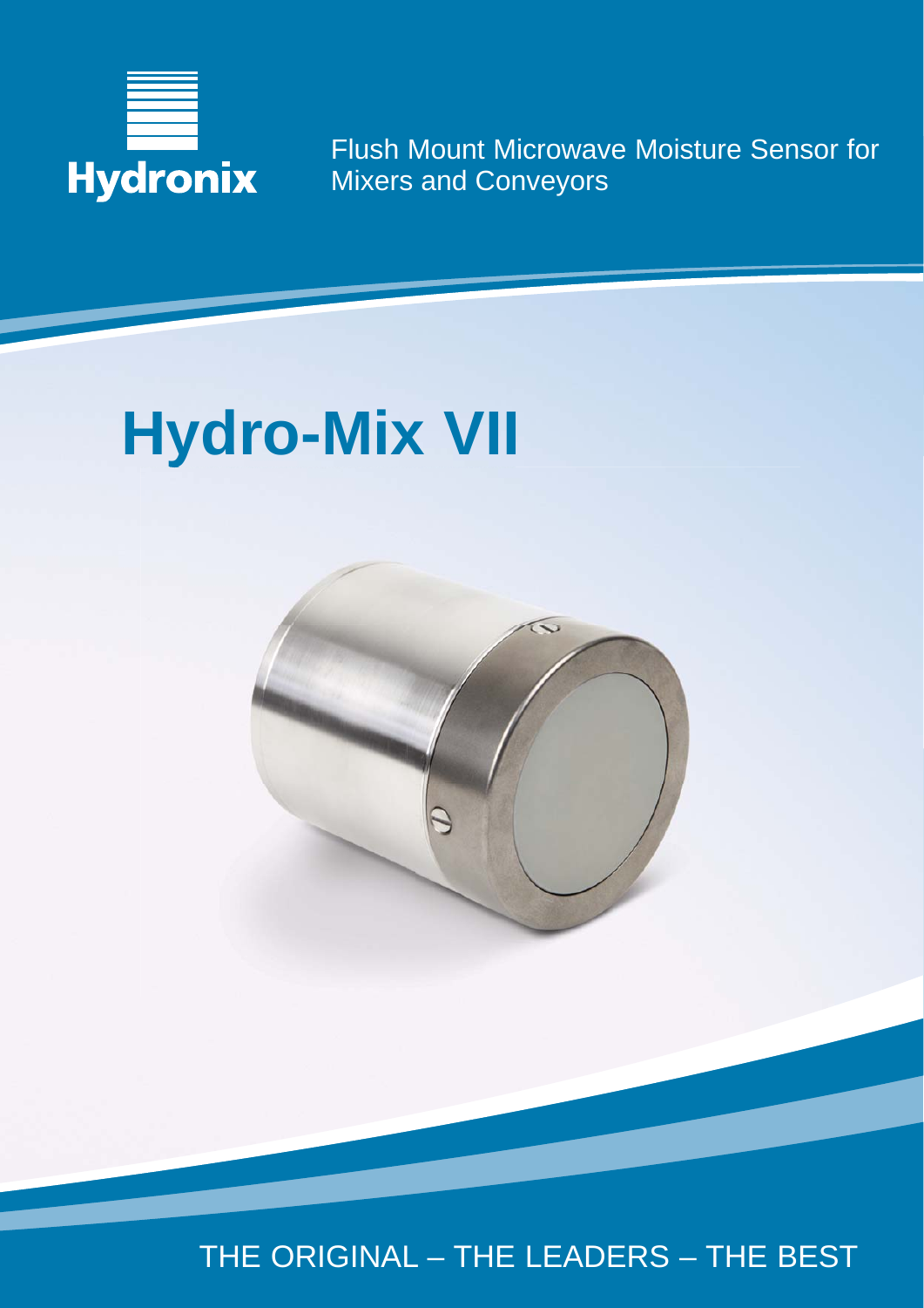Hydronix

Flush Mount Microwave Moisture Sensor for Mixers and Conveyors

# Hydro-Mix VII

THE ORIGINAL – THE LEADERS – THE BEST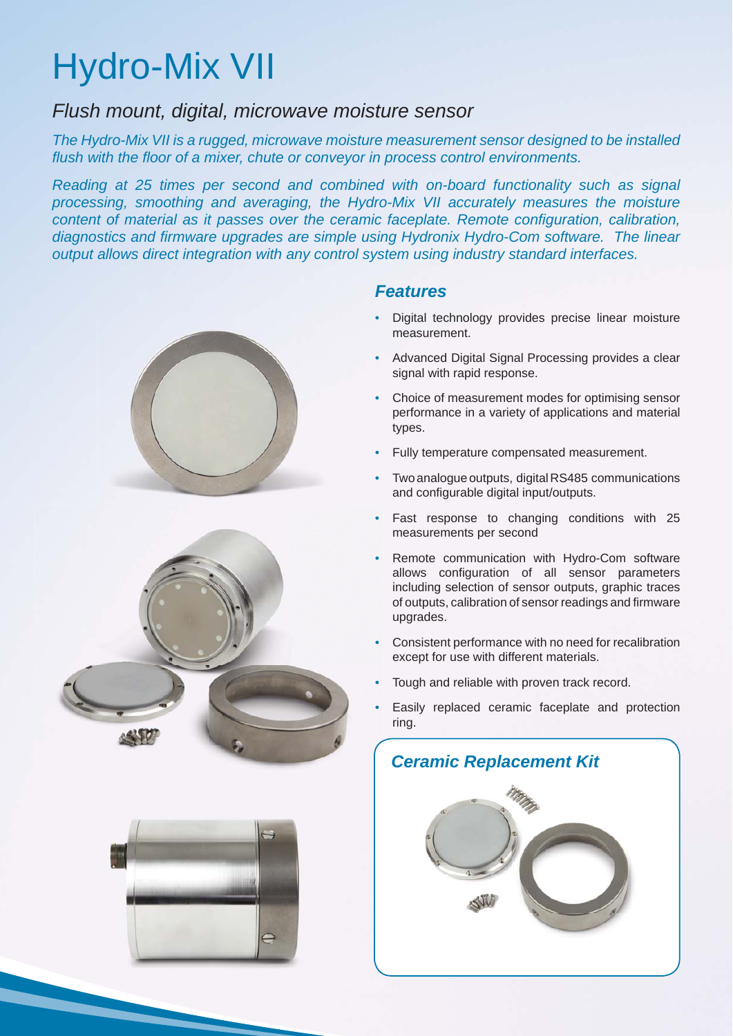# Hydro-Mix VII

## *Flush mount, digital, microwave moisture sensor*

*The Hydro-Mix VII is a rugged, microwave moisture measurement sensor designed to be installed flush with the floor of a mixer, chute or conveyor in process control environments.*

*Reading at 25 times per second and combined with on-board functionality such as signal processing, smoothing and averaging, the Hydro-Mix VII accurately measures the moisture content of material as it passes over the ceramic faceplate. Remote configuration, calibration, diagnostics and firmware upgrades are simple using Hydronix Hydro-Com software. The linear output allows direct integration with any control system using industry standard interfaces.*

### *Features*

- Digital technology provides precise linear moisture measurement.
- Advanced Digital Signal Processing provides a clear signal with rapid response.
- Choice of measurement modes for optimising sensor performance in a variety of applications and material types.
- Fully temperature compensated measurement.
- Two analogue outputs, digital RS485 communications and configurable digital input/outputs.
- Fast response to changing conditions with 25 measurements per second
- Remote communication with Hydro-Com software allows configuration of all sensor parameters including selection of sensor outputs, graphic traces of outputs, calibration of sensor readings and firmware upgrades.
- Consistent performance with no need for recalibration except for use with different materials.
- Tough and reliable with proven track record.
- Easily replaced ceramic faceplate and protection ring.

### *Ceramic Replacement Kit*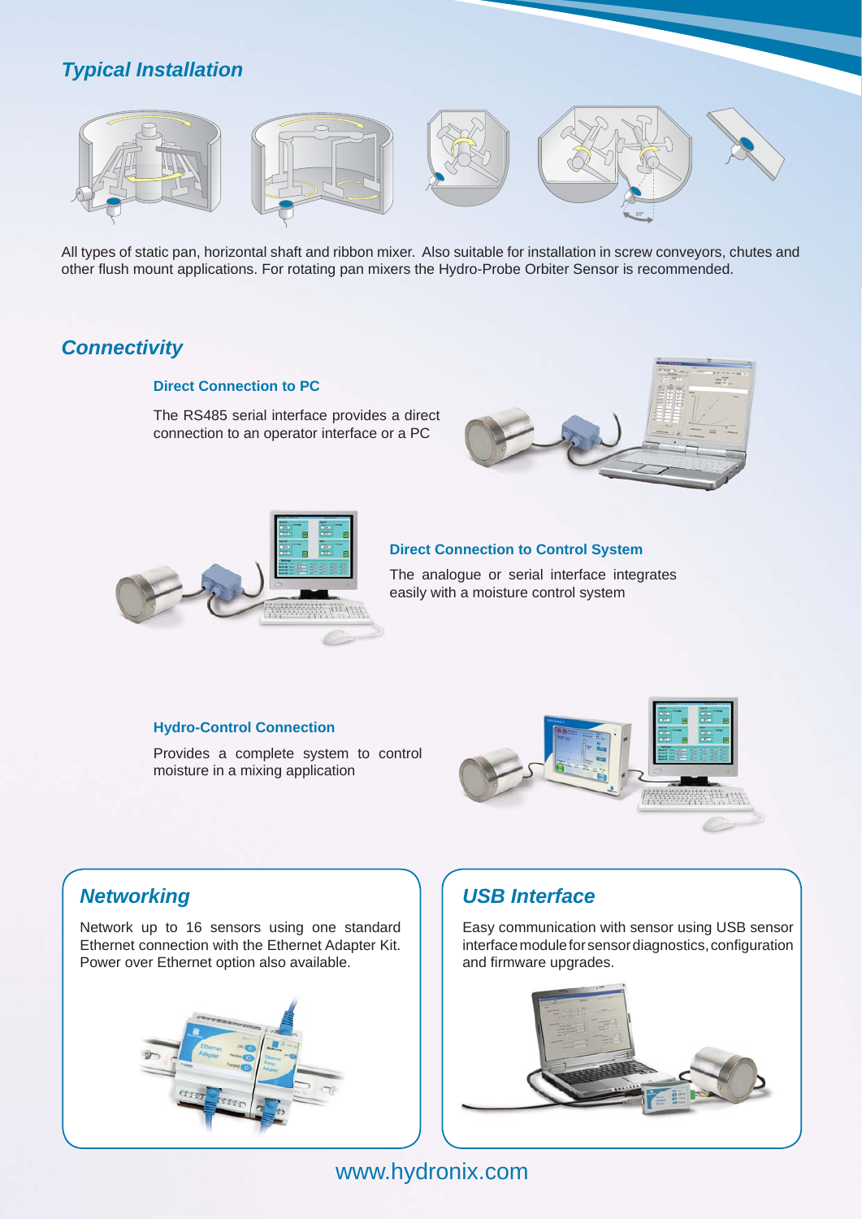## *Typical Installation*

All types of static pan, horizontal shaft and ribbon mixer. Also suitable for installation in screw conveyors, chutes and other flush mount applications. For rotating pan mixers the Hydro-Probe Orbiter Sensor is recommended.

## *Connectivity*

### Direct Connection to PC

The RS485 serial interface provides a direct connection to an operator interface or a PC

### Direct Connection to Control System

The analogue or serial interface integrates easily with a moisture control system

### Hydro-Control Connection

Provides a complete system to control moisture in a mixing application

## *Networking*

Network up to 16 sensors using one standard Ethernet connection with the Ethernet Adapter Kit. Power over Ethernet option also available.

## *USB Interface*

Easy communication with sensor using USB sensor interface module for sensor diagnostics, configuration and firmware upgrades.

www.hydronix.com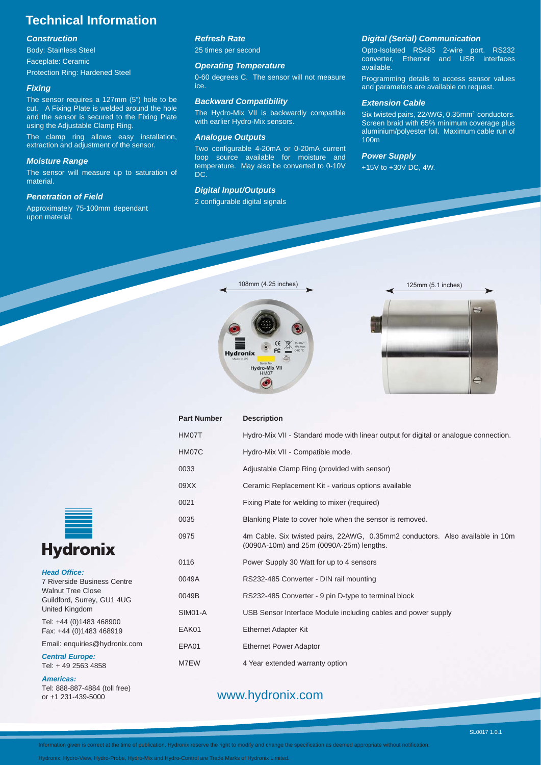# Technical Information

### Construction

Body: Stainless Steel

Faceplate: Ceramic

Protection Ring: Hardened Steel

### Fixing

The sensor requires a 127mm (5") hole to be cut. A Fixing Plate is welded around the hole and the sensor is secured to the Fixing Plate using the Adjustable Clamp Ring.

The clamp ring allows easy installation, extraction and adjustment of the sensor.

### Moisture Range

The sensor will measure up to saturation of material.

### Penetration of Field

Approximately 75-100mm dependant upon material.

### Refresh Rate

25 times per second

### Operating Temperature

0-60 degrees C. The sensor will not measure ice.

### Backward Compatibility

The Hydro-Mix VII is backwardly compatible with earlier Hydro-Mix sensors.

### Analogue Outputs

Two configurable 4-20mA or 0-20mA current loop source available for moisture and temperature. May also be converted to 0-10V DC.

### Digital Input/Outputs

2 configurable digital signals

### Digital (Serial) Communication

Opto-Isolated RS485 2-wire port. RS232 converter, Ethernet and USB interfaces available.

Programming details to access sensor values and parameters are available on request.

### Extension Cable

Six twisted pairs, 22AWG, 0.35mm$^2$ conductors. Screen braid with 65% minimum coverage plus aluminium/polyester foil. Maximum cable run of 100m

### Power Supply

+15V to +30V DC, 4W.

108mm (4.25 inches)

125mm (5.1 inches)

| Part Number | Description |
|---|---|
| HM07T | Hydro-Mix VII - Standard mode with linear output for digital or analogue connection. |
| HM07C | Hydro-Mix VII - Compatible mode. |
| 0033 | Adjustable Clamp Ring (provided with sensor) |
| 09XX | Ceramic Replacement Kit - various options available |
| 0021 | Fixing Plate for welding to mixer (required) |
| 0035 | Blanking Plate to cover hole when the sensor is removed. |
| 0975 | 4m Cable. Six twisted pairs, 22AWG, 0.35mm2 conductors. Also available in 10m (0090A-10m) and 25m (0090A-25m) lengths. |
| 0116 | Power Supply 30 Watt for up to 4 sensors |
| 0049A | RS232-485 Converter - DIN rail mounting |
| 0049B | RS232-485 Converter - 9 pin D-type to terminal block |
| SIM01-A | USB Sensor Interface Module including cables and power supply |
| EAK01 | Ethernet Adapter Kit |
| EPA01 | Ethernet Power Adaptor |
| M7EW | 4 Year extended warranty option |

**Hydronix**

*Head Office:*
7 Riverside Business Centre
Walnut Tree Close
Guildford, Surrey, GU1 4UG
United Kingdom

Tel: +44 (0)1483 468900
Fax: +44 (0)1483 468919

Email: enquiries@hydronix.com

*Central Europe:*
Tel: + 49 2563 4858

*Americas:*
Tel: 888-887-4884 (toll free)
or +1 231-439-5000

www.hydronix.com

SL0017 1.0.1

Information given is correct at the time of publication. Hydronix reserve the right to modify and change the specification as deemed appropriate without notification.

Hydronix, Hydro-View, Hydro-Probe, Hydro-Mix and Hydro-Control are Trade Marks of Hydronix Limited.